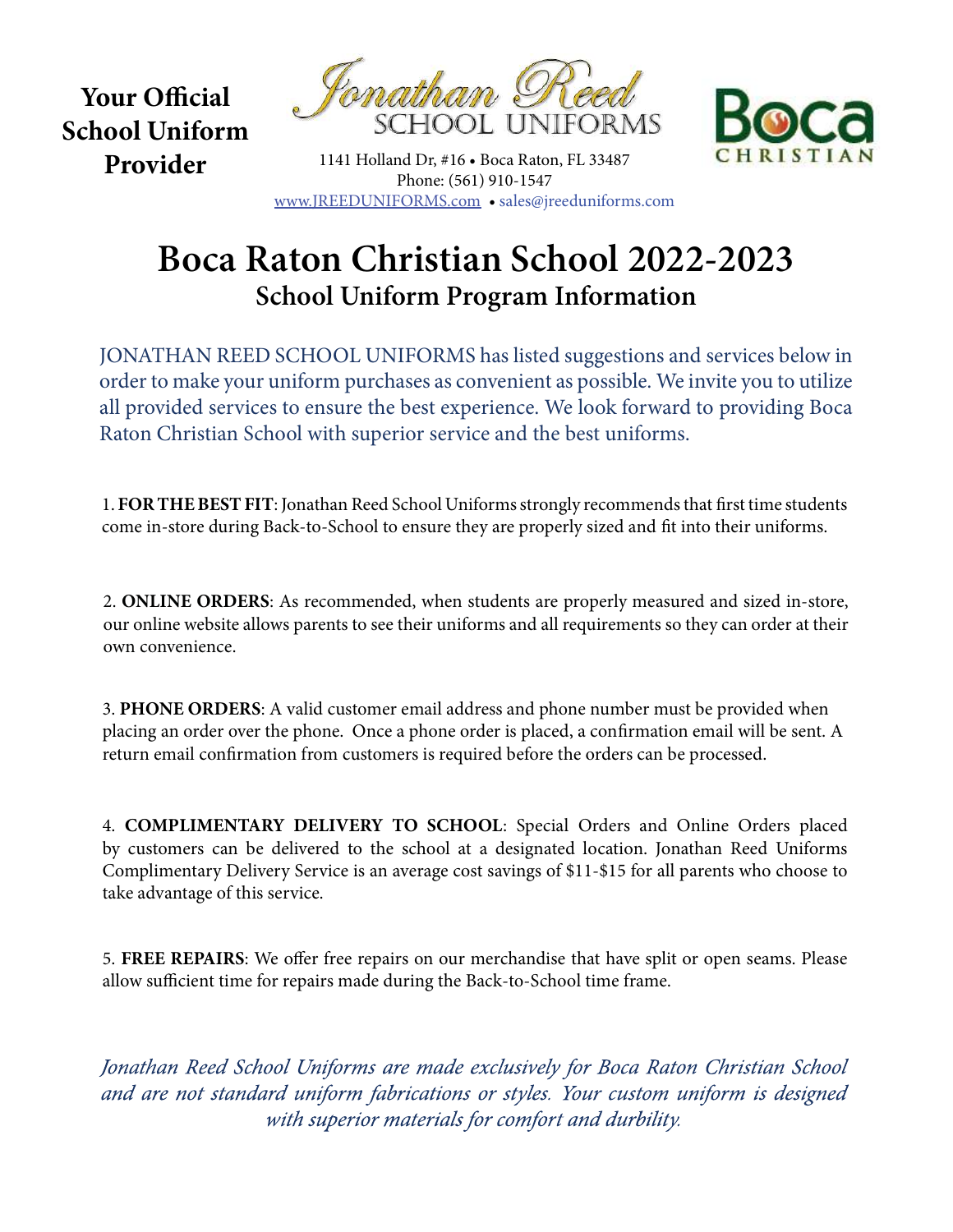**Your Official School Uniform Provider**

Jonathan Reed
SCHOOL UNIFORMS

1141 Holland Dr, #16 • Boca Raton, FL 33487
Phone: (561) 910-1547
www.JREEDUNIFORMS.com • sales@jreeduniforms.com

Boca
CHRISTIAN

# Boca Raton Christian School 2022-2023

## School Uniform Program Information

JONATHAN REED SCHOOL UNIFORMS has listed suggestions and services below in order to make your uniform purchases as convenient as possible. We invite you to utilize all provided services to ensure the best experience. We look forward to providing Boca Raton Christian School with superior service and the best uniforms.

1. **FOR THE BEST FIT**: Jonathan Reed School Uniforms strongly recommends that first time students come in-store during Back-to-School to ensure they are properly sized and fit into their uniforms.

2. **ONLINE ORDERS**: As recommended, when students are properly measured and sized in-store, our online website allows parents to see their uniforms and all requirements so they can order at their own convenience.

3. **PHONE ORDERS**: A valid customer email address and phone number must be provided when placing an order over the phone. Once a phone order is placed, a confirmation email will be sent. A return email confirmation from customers is required before the orders can be processed.

4. **COMPLIMENTARY DELIVERY TO SCHOOL**: Special Orders and Online Orders placed by customers can be delivered to the school at a designated location. Jonathan Reed Uniforms Complimentary Delivery Service is an average cost savings of $11-$15 for all parents who choose to take advantage of this service.

5. **FREE REPAIRS**: We offer free repairs on our merchandise that have split or open seams. Please allow sufficient time for repairs made during the Back-to-School time frame.

*Jonathan Reed School Uniforms are made exclusively for Boca Raton Christian School and are not standard uniform fabrications or styles. Your custom uniform is designed with superior materials for comfort and durbility.*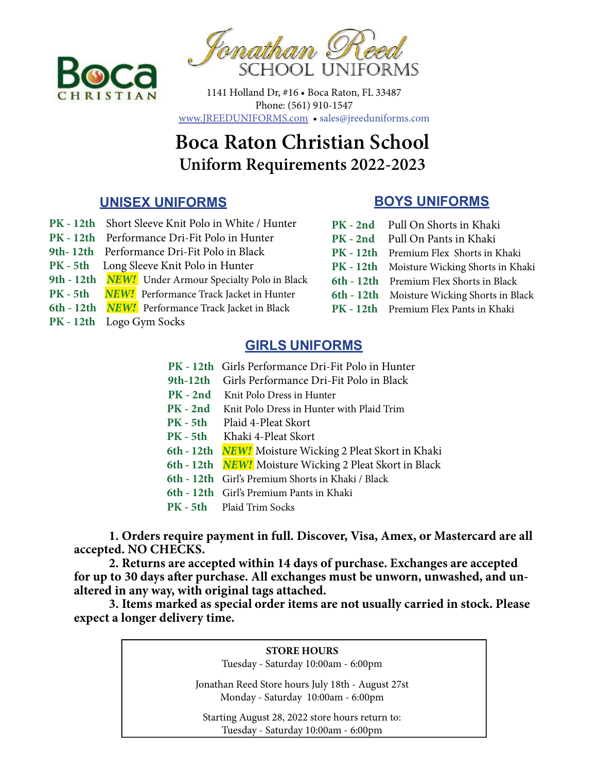**Boca CHRISTIAN**

*Jonathan Reed*
SCHOOL UNIFORMS

1141 Holland Dr, #16 • Boca Raton, FL 33487
Phone: (561) 910-1547
www.JREEDUNIFORMS.com • sales@jreeduniforms.com

# Boca Raton Christian School
## Uniform Requirements 2022-2023

### UNISEX UNIFORMS

**PK - 12th** Short Sleeve Knit Polo in White / Hunter
**PK - 12th** Performance Dri-Fit Polo in Hunter
**9th- 12th** Performance Dri-Fit Polo in Black
**PK - 5th** Long Sleeve Knit Polo in Hunter
**9th - 12th** ***NEW!*** Under Armour Specialty Polo in Black
**PK - 5th** ***NEW!*** Performance Track Jacket in Hunter
**6th - 12th** ***NEW!*** Performance Track Jacket in Black
**PK - 12th** Logo Gym Socks

### BOYS UNIFORMS

**PK - 2nd** Pull On Shorts in Khaki
**PK - 2nd** Pull On Pants in Khaki
**PK - 12th** Premium Flex Shorts in Khaki
**PK - 12th** Moisture Wicking Shorts in Khaki
**6th - 12th** Premium Flex Shorts in Black
**6th - 12th** Moisture Wicking Shorts in Black
**PK - 12th** Premium Flex Pants in Khaki

### GIRLS UNIFORMS

**PK - 12th** Girls Performance Dri-Fit Polo in Hunter
**9th-12th** Girls Performance Dri-Fit Polo in Black
**PK - 2nd** Knit Polo Dress in Hunter
**PK - 2nd** Knit Polo Dress in Hunter with Plaid Trim
**PK - 5th** Plaid 4-Pleat Skort
**PK - 5th** Khaki 4-Pleat Skort
**6th - 12th** ***NEW!*** Moisture Wicking 2 Pleat Skort in Khaki
**6th - 12th** ***NEW!*** Moisture Wicking 2 Pleat Skort in Black
**6th - 12th** Girl's Premium Shorts in Khaki / Black
**6th - 12th** Girl's Premium Pants in Khaki
**PK - 5th** Plaid Trim Socks

**1. Orders require payment in full. Discover, Visa, Amex, or Mastercard are all accepted. NO CHECKS.**
**2. Returns are accepted within 14 days of purchase. Exchanges are accepted for up to 30 days after purchase. All exchanges must be unworn, unwashed, and unaltered in any way, with original tags attached.**
**3. Items marked as special order items are not usually carried in stock. Please expect a longer delivery time.**

**STORE HOURS**
Tuesday - Saturday 10:00am - 6:00pm

Jonathan Reed Store hours July 18th - August 27st
Monday - Saturday 10:00am - 6:00pm

Starting August 28, 2022 store hours return to:
Tuesday - Saturday 10:00am - 6:00pm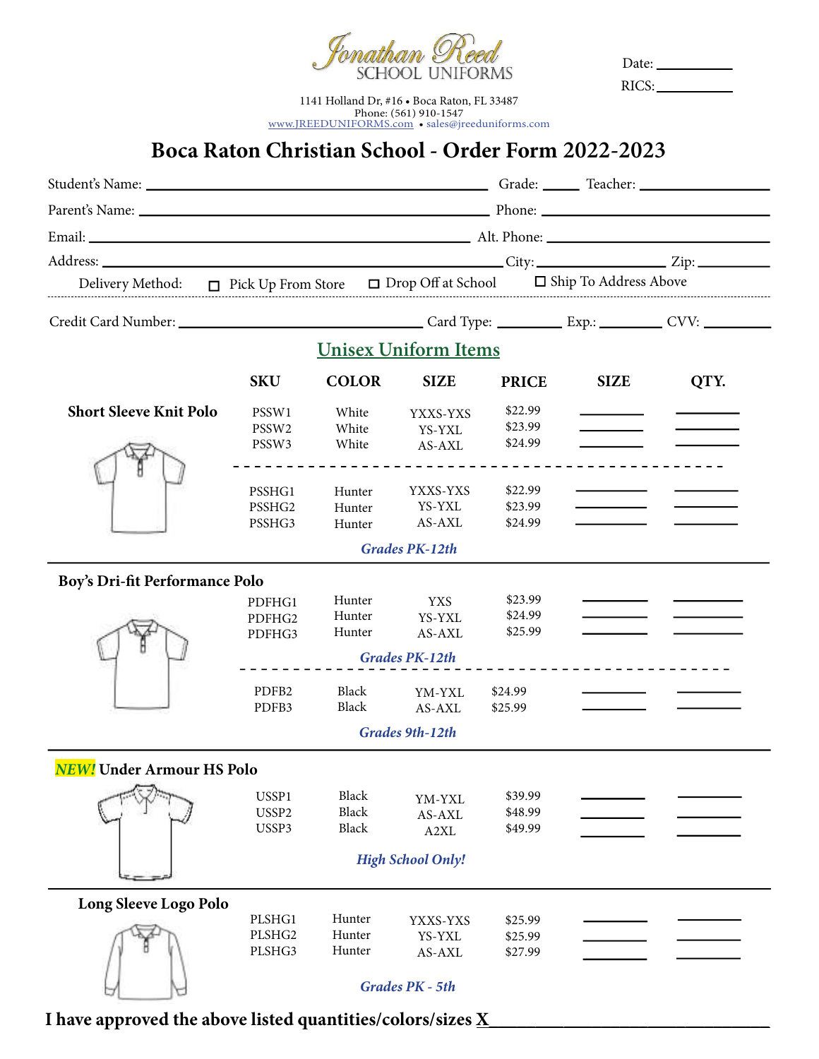Jonathan Reed
SCHOOL UNIFORMS

1141 Holland Dr, #16 • Boca Raton, FL 33487
Phone: (561) 910-1547
www.JREEDUNIFORMS.com • sales@jreeduniforms.com

Date: ___________
RICS: ___________

# Boca Raton Christian School - Order Form 2022-2023

Student's Name: ______________________________ Grade: _____ Teacher: ______________

Parent's Name: ______________________________ Phone: ______________________

Email: ______________________________ Alt. Phone: ______________________

Address: ______________________________ City: ______________ Zip: __________

Delivery Method: ☐ Pick Up From Store ☐ Drop Off at School ☐ Ship To Address Above

Credit Card Number: ______________________ Card Type: ________ Exp.: ________ CVV: ________

## Unisex Uniform Items

| Item | SKU | COLOR | SIZE | PRICE | SIZE | QTY. |
|---|---|---|---|---|---|---|
| **Short Sleeve Knit Polo** | PSSW1 | White | YXXS-YXS | $22.99 | ______ | ______ |
| | PSSW2 | White | YS-YXL | $23.99 | ______ | ______ |
| | PSSW3 | White | AS-AXL | $24.99 | ______ | ______ |
| | PSSHG1 | Hunter | YXXS-YXS | $22.99 | ______ | ______ |
| | PSSHG2 | Hunter | YS-YXL | $23.99 | ______ | ______ |
| | PSSHG3 | Hunter | AS-AXL | $24.99 | ______ | ______ |
| | | | *Grades PK-12th* | | | |
| **Boy's Dri-fit Performance Polo** | PDFHG1 | Hunter | YXS | $23.99 | ______ | ______ |
| | PDFHG2 | Hunter | YS-YXL | $24.99 | ______ | ______ |
| | PDFHG3 | Hunter | AS-AXL | $25.99 | ______ | ______ |
| | | | *Grades PK-12th* | | | |
| | PDFB2 | Black | YM-YXL | $24.99 | ______ | ______ |
| | PDFB3 | Black | AS-AXL | $25.99 | ______ | ______ |
| | | | *Grades 9th-12th* | | | |
| ***NEW!*** **Under Armour HS Polo** | USSP1 | Black | YM-YXL | $39.99 | ______ | ______ |
| | USSP2 | Black | AS-AXL | $48.99 | ______ | ______ |
| | USSP3 | Black | A2XL | $49.99 | ______ | ______ |
| | | | *High School Only!* | | | |
| **Long Sleeve Logo Polo** | PLSHG1 | Hunter | YXXS-YXS | $25.99 | ______ | ______ |
| | PLSHG2 | Hunter | YS-YXL | $25.99 | ______ | ______ |
| | PLSHG3 | Hunter | AS-AXL | $27.99 | ______ | ______ |
| | | | *Grades PK - 5th* | | | |

**I have approved the above listed quantities/colors/sizes X______________________________**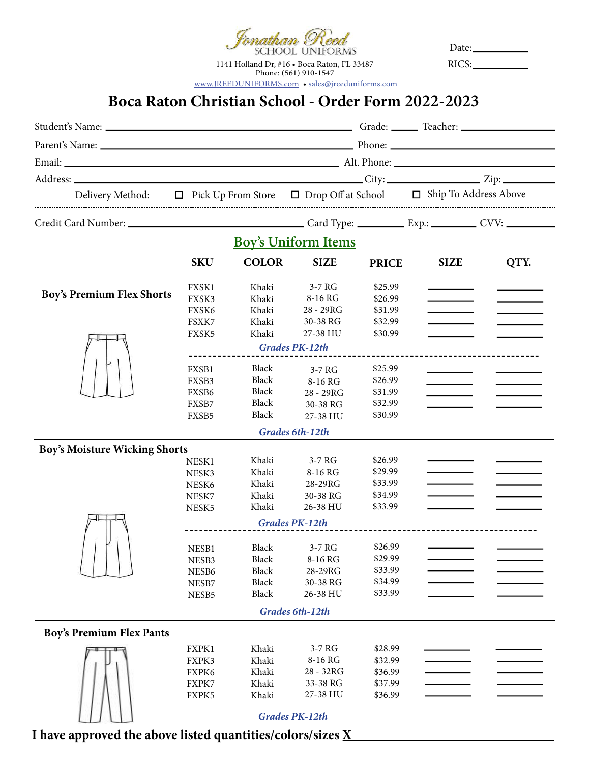Jonathan Reed
SCHOOL UNIFORMS

1141 Holland Dr, #16 • Boca Raton, FL 33487
Phone: (561) 910-1547
www.JREEDUNIFORMS.com • sales@jreeduniforms.com

Date: ___________
RICS: ___________

# Boca Raton Christian School - Order Form 2022-2023

Student's Name: ______________________ Grade: _____ Teacher: ______________

Parent's Name: ______________________ Phone: ______________

Email: ______________________ Alt. Phone: ______________

Address: ______________________ City: ______________ Zip: ________

Delivery Method: ☐ Pick Up From Store ☐ Drop Off at School ☐ Ship To Address Above

Credit Card Number: ______________ Card Type: ________ Exp.: ________ CVV: ________

## Boy's Uniform Items

| | SKU | COLOR | SIZE | PRICE | SIZE | QTY. |
|---|---|---|---|---|---|---|
| **Boy's Premium Flex Shorts** | FXSK1 | Khaki | 3-7 RG | $25.99 | | |
| | FXSK3 | Khaki | 8-16 RG | $26.99 | | |
| | FXSK6 | Khaki | 28 - 29RG | $31.99 | | |
| | FSXK7 | Khaki | 30-38 RG | $32.99 | | |
| | FXSK5 | Khaki | 27-38 HU | $30.99 | | |
| | | | *Grades PK-12th* | | | |
| | FXSB1 | Black | 3-7 RG | $25.99 | | |
| | FXSB3 | Black | 8-16 RG | $26.99 | | |
| | FXSB6 | Black | 28 - 29RG | $31.99 | | |
| | FXSB7 | Black | 30-38 RG | $32.99 | | |
| | FXSB5 | Black | 27-38 HU | $30.99 | | |
| | | | *Grades 6th-12th* | | | |
| **Boy's Moisture Wicking Shorts** | NESK1 | Khaki | 3-7 RG | $26.99 | | |
| | NESK3 | Khaki | 8-16 RG | $29.99 | | |
| | NESK6 | Khaki | 28-29RG | $33.99 | | |
| | NESK7 | Khaki | 30-38 RG | $34.99 | | |
| | NESK5 | Khaki | 26-38 HU | $33.99 | | |
| | | | *Grades PK-12th* | | | |
| | NESB1 | Black | 3-7 RG | $26.99 | | |
| | NESB3 | Black | 8-16 RG | $29.99 | | |
| | NESB6 | Black | 28-29RG | $33.99 | | |
| | NESB7 | Black | 30-38 RG | $34.99 | | |
| | NESB5 | Black | 26-38 HU | $33.99 | | |
| | | | *Grades 6th-12th* | | | |
| **Boy's Premium Flex Pants** | FXPK1 | Khaki | 3-7 RG | $28.99 | | |
| | FXPK3 | Khaki | 8-16 RG | $32.99 | | |
| | FXPK6 | Khaki | 28 - 32RG | $36.99 | | |
| | FXPK7 | Khaki | 33-38 RG | $37.99 | | |
| | FXPK5 | Khaki | 27-38 HU | $36.99 | | |
| | | | *Grades PK-12th* | | | |

**I have approved the above listed quantities/colors/sizes X**______________________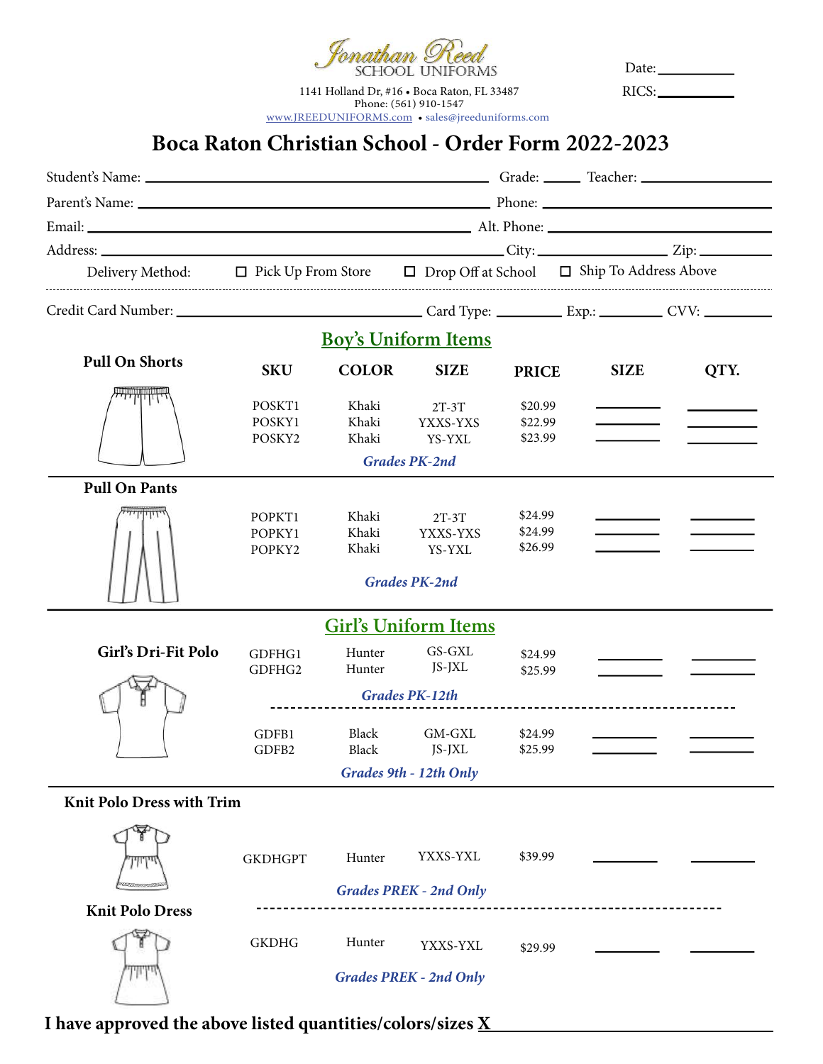Jonathan Reed
SCHOOL UNIFORMS

1141 Holland Dr, #16 • Boca Raton, FL 33487
Phone: (561) 910-1547
www.JREEDUNIFORMS.com • sales@jreeduniforms.com

Date: __________
RICS: __________

# Boca Raton Christian School - Order Form 2022-2023

Student's Name: ______________________ Grade: _____ Teacher: ______________

Parent's Name: ______________________ Phone: ______________

Email: ______________________ Alt. Phone: ______________

Address: ______________________ City: ______________ Zip: __________

Delivery Method: ☐ Pick Up From Store ☐ Drop Off at School ☐ Ship To Address Above

Credit Card Number: ______________________ Card Type: __________ Exp.: __________ CVV: __________

## Boy's Uniform Items

| Item | SKU | COLOR | SIZE | PRICE | SIZE | QTY. |
|---|---|---|---|---|---|---|
| **Pull On Shorts** | POSKT1 | Khaki | 2T-3T | $20.99 | ______ | ______ |
| | POSKY1 | Khaki | YXXS-YXS | $22.99 | ______ | ______ |
| | POSKY2 | Khaki | YS-YXL | $23.99 | ______ | ______ |
| | *Grades PK-2nd* | | | | | |
| **Pull On Pants** | POPKT1 | Khaki | 2T-3T | $24.99 | ______ | ______ |
| | POPKY1 | Khaki | YXXS-YXS | $24.99 | ______ | ______ |
| | POPKY2 | Khaki | YS-YXL | $26.99 | ______ | ______ |
| | *Grades PK-2nd* | | | | | |

## Girl's Uniform Items

| Item | SKU | COLOR | SIZE | PRICE | SIZE | QTY. |
|---|---|---|---|---|---|---|
| **Girl's Dri-Fit Polo** | GDFHG1 | Hunter | GS-GXL | $24.99 | ______ | ______ |
| | GDFHG2 | Hunter | JS-JXL | $25.99 | ______ | ______ |
| | *Grades PK-12th* | | | | | |
| | GDFB1 | Black | GM-GXL | $24.99 | ______ | ______ |
| | GDFB2 | Black | JS-JXL | $25.99 | ______ | ______ |
| | *Grades 9th - 12th Only* | | | | | |
| **Knit Polo Dress with Trim** | GKDHGPT | Hunter | YXXS-YXL | $39.99 | ______ | ______ |
| | *Grades PREK - 2nd Only* | | | | | |
| **Knit Polo Dress** | GKDHG | Hunter | YXXS-YXL | $29.99 | ______ | ______ |
| | *Grades PREK - 2nd Only* | | | | | |

**I have approved the above listed quantities/colors/sizes X** ______________________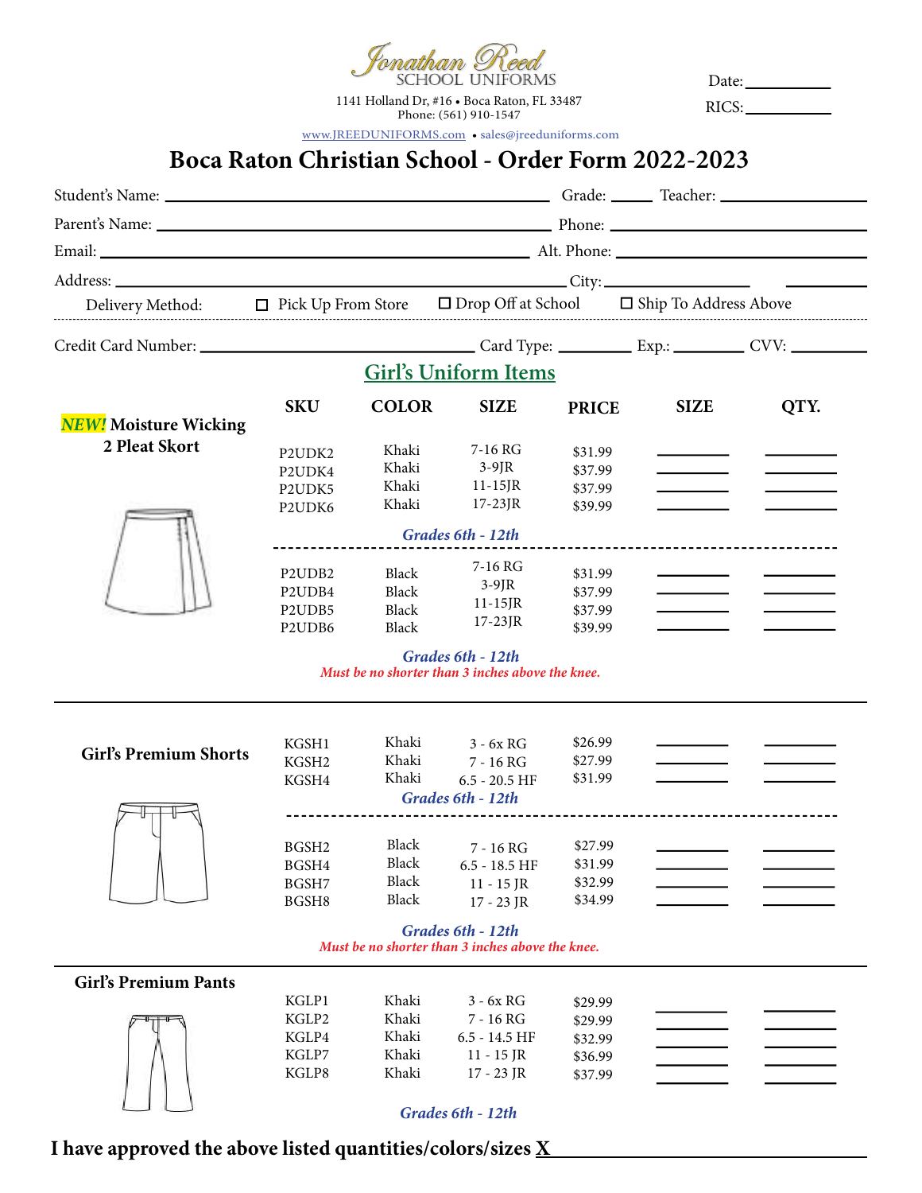Jonathan Reed
SCHOOL UNIFORMS

1141 Holland Dr, #16 • Boca Raton, FL 33487
Phone: (561) 910-1547

www.JREEDUNIFORMS.com • sales@jreeduniforms.com

Date: __________

RICS: __________

# Boca Raton Christian School - Order Form 2022-2023

Student's Name: ______________________ Grade: _____ Teacher: __________________

Parent's Name: ______________________ Phone: __________________

Email: ______________________ Alt. Phone: __________________

Address: ______________________ City: __________________ __________

Delivery Method: ☐ Pick Up From Store ☐ Drop Off at School ☐ Ship To Address Above

Credit Card Number: ______________________ Card Type: ________ Exp.: ________ CVV: ________

## Girl's Uniform Items

### *NEW!* Moisture Wicking 2 Pleat Skort

| SKU | COLOR | SIZE | PRICE | SIZE | QTY. |
|---|---|---|---|---|---|
| P2UDK2 | Khaki | 7-16 RG | $31.99 | ______ | ______ |
| P2UDK4 | Khaki | 3-9JR | $37.99 | ______ | ______ |
| P2UDK5 | Khaki | 11-15JR | $37.99 | ______ | ______ |
| P2UDK6 | Khaki | 17-23JR | $39.99 | ______ | ______ |

*Grades 6th - 12th*

| SKU | COLOR | SIZE | PRICE | SIZE | QTY. |
|---|---|---|---|---|---|
| P2UDB2 | Black | 7-16 RG | $31.99 | ______ | ______ |
| P2UDB4 | Black | 3-9JR | $37.99 | ______ | ______ |
| P2UDB5 | Black | 11-15JR | $37.99 | ______ | ______ |
| P2UDB6 | Black | 17-23JR | $39.99 | ______ | ______ |

*Grades 6th - 12th*
*Must be no shorter than 3 inches above the knee.*

### Girl's Premium Shorts

| SKU | COLOR | SIZE | PRICE | SIZE | QTY. |
|---|---|---|---|---|---|
| KGSH1 | Khaki | 3 - 6x RG | $26.99 | ______ | ______ |
| KGSH2 | Khaki | 7 - 16 RG | $27.99 | ______ | ______ |
| KGSH4 | Khaki | 6.5 - 20.5 HF | $31.99 | ______ | ______ |

*Grades 6th - 12th*

| SKU | COLOR | SIZE | PRICE | SIZE | QTY. |
|---|---|---|---|---|---|
| BGSH2 | Black | 7 - 16 RG | $27.99 | ______ | ______ |
| BGSH4 | Black | 6.5 - 18.5 HF | $31.99 | ______ | ______ |
| BGSH7 | Black | 11 - 15 JR | $32.99 | ______ | ______ |
| BGSH8 | Black | 17 - 23 JR | $34.99 | ______ | ______ |

*Grades 6th - 12th*
*Must be no shorter than 3 inches above the knee.*

### Girl's Premium Pants

| SKU | COLOR | SIZE | PRICE | SIZE | QTY. |
|---|---|---|---|---|---|
| KGLP1 | Khaki | 3 - 6x RG | $29.99 | ______ | ______ |
| KGLP2 | Khaki | 7 - 16 RG | $29.99 | ______ | ______ |
| KGLP4 | Khaki | 6.5 - 14.5 HF | $32.99 | ______ | ______ |
| KGLP7 | Khaki | 11 - 15 JR | $36.99 | ______ | ______ |
| KGLP8 | Khaki | 17 - 23 JR | $37.99 | ______ | ______ |

*Grades 6th - 12th*

**I have approved the above listed quantities/colors/sizes X** ______________________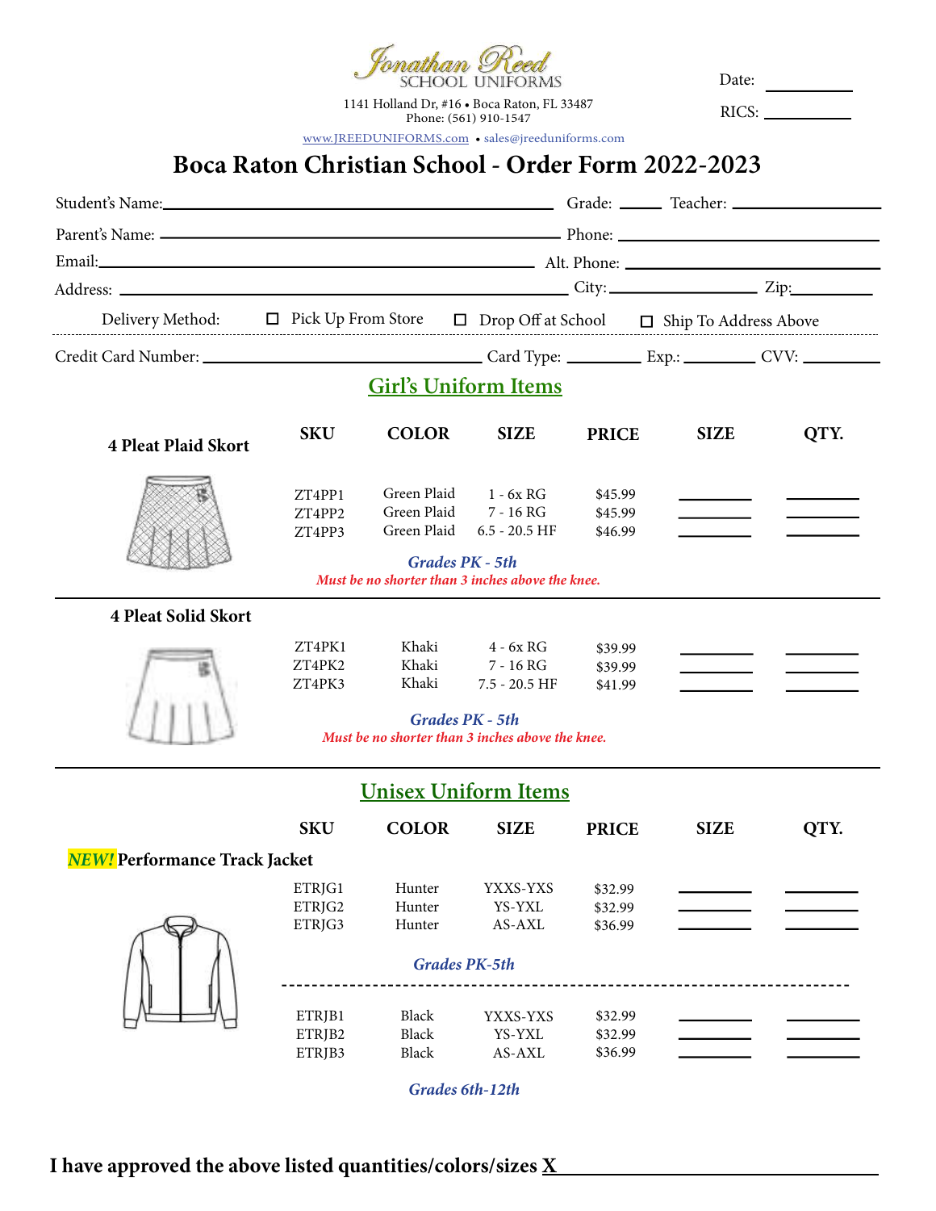Jonathan Reed
SCHOOL UNIFORMS

1141 Holland Dr, #16 • Boca Raton, FL 33487
Phone: (561) 910-1547

www.JREEDUNIFORMS.com • sales@jreeduniforms.com

Date: ___________

RICS: ___________

# Boca Raton Christian School - Order Form 2022-2023

Student's Name: ______________________ Grade: _____ Teacher: ______________

Parent's Name: ______________________ Phone: ______________

Email: ______________________ Alt. Phone: ______________

Address: ______________________ City: ______________ Zip: ________

Delivery Method: ☐ Pick Up From Store ☐ Drop Off at School ☐ Ship To Address Above

Credit Card Number: ______________________ Card Type: ________ Exp.: ________ CVV: ________

## Girl's Uniform Items

| | SKU | COLOR | SIZE | PRICE | SIZE | QTY. |
|---|---|---|---|---|---|---|
| **4 Pleat Plaid Skort** | ZT4PP1 | Green Plaid | 1 - 6x RG | $45.99 | ________ | ________ |
| | ZT4PP2 | Green Plaid | 7 - 16 RG | $45.99 | ________ | ________ |
| | ZT4PP3 | Green Plaid | 6.5 - 20.5 HF | $46.99 | ________ | ________ |

***Grades PK - 5th***

*Must be no shorter than 3 inches above the knee.*

| | SKU | COLOR | SIZE | PRICE | SIZE | QTY. |
|---|---|---|---|---|---|---|
| **4 Pleat Solid Skort** | ZT4PK1 | Khaki | 4 - 6x RG | $39.99 | ________ | ________ |
| | ZT4PK2 | Khaki | 7 - 16 RG | $39.99 | ________ | ________ |
| | ZT4PK3 | Khaki | 7.5 - 20.5 HF | $41.99 | ________ | ________ |

***Grades PK - 5th***

*Must be no shorter than 3 inches above the knee.*

## Unisex Uniform Items

| | SKU | COLOR | SIZE | PRICE | SIZE | QTY. |
|---|---|---|---|---|---|---|
| ***NEW!* Performance Track Jacket** | | | | | | |
| | ETRJG1 | Hunter | YXXS-YXS | $32.99 | ________ | ________ |
| | ETRJG2 | Hunter | YS-YXL | $32.99 | ________ | ________ |
| | ETRJG3 | Hunter | AS-AXL | $36.99 | ________ | ________ |

***Grades PK-5th***

| | SKU | COLOR | SIZE | PRICE | SIZE | QTY. |
|---|---|---|---|---|---|---|
| | ETRJB1 | Black | YXXS-YXS | $32.99 | ________ | ________ |
| | ETRJB2 | Black | YS-YXL | $32.99 | ________ | ________ |
| | ETRJB3 | Black | AS-AXL | $36.99 | ________ | ________ |

***Grades 6th-12th***

**I have approved the above listed quantities/colors/sizes X** ______________________